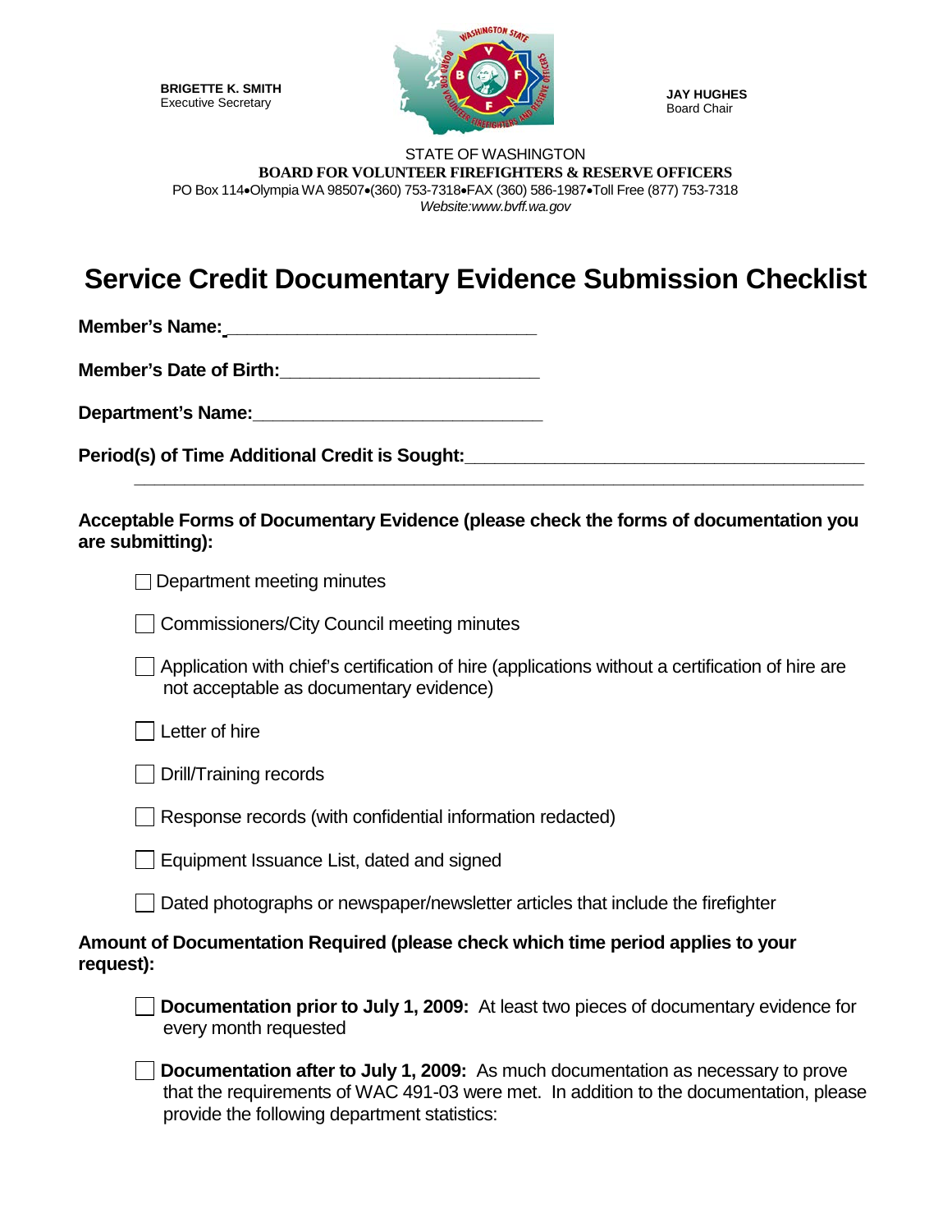**BRIGETTE K. SMITH**
Executive Secretary

**JAY HUGHES**
Board Chair

STATE OF WASHINGTON
**BOARD FOR VOLUNTEER FIREFIGHTERS & RESERVE OFFICERS**
PO Box 114•Olympia WA 98507•(360) 753-7318•FAX (360) 586-1987•Toll Free (877) 753-7318
*Website:www.bvff.wa.gov*

# Service Credit Documentary Evidence Submission Checklist

**Member's Name:** ______________________________

**Member's Date of Birth:** ________________________

**Department's Name:** ____________________________

**Period(s) of Time Additional Credit is Sought:** ______________________________________
______________________________________________________________________

**Acceptable Forms of Documentary Evidence (please check the forms of documentation you are submitting):**

- ☐ Department meeting minutes
- ☐ Commissioners/City Council meeting minutes
- ☐ Application with chief's certification of hire (applications without a certification of hire are not acceptable as documentary evidence)
- ☐ Letter of hire
- ☐ Drill/Training records
- ☐ Response records (with confidential information redacted)
- ☐ Equipment Issuance List, dated and signed
- ☐ Dated photographs or newspaper/newsletter articles that include the firefighter

**Amount of Documentation Required (please check which time period applies to your request):**

- ☐ **Documentation prior to July 1, 2009:** At least two pieces of documentary evidence for every month requested
- ☐ **Documentation after to July 1, 2009:** As much documentation as necessary to prove that the requirements of WAC 491-03 were met. In addition to the documentation, please provide the following department statistics: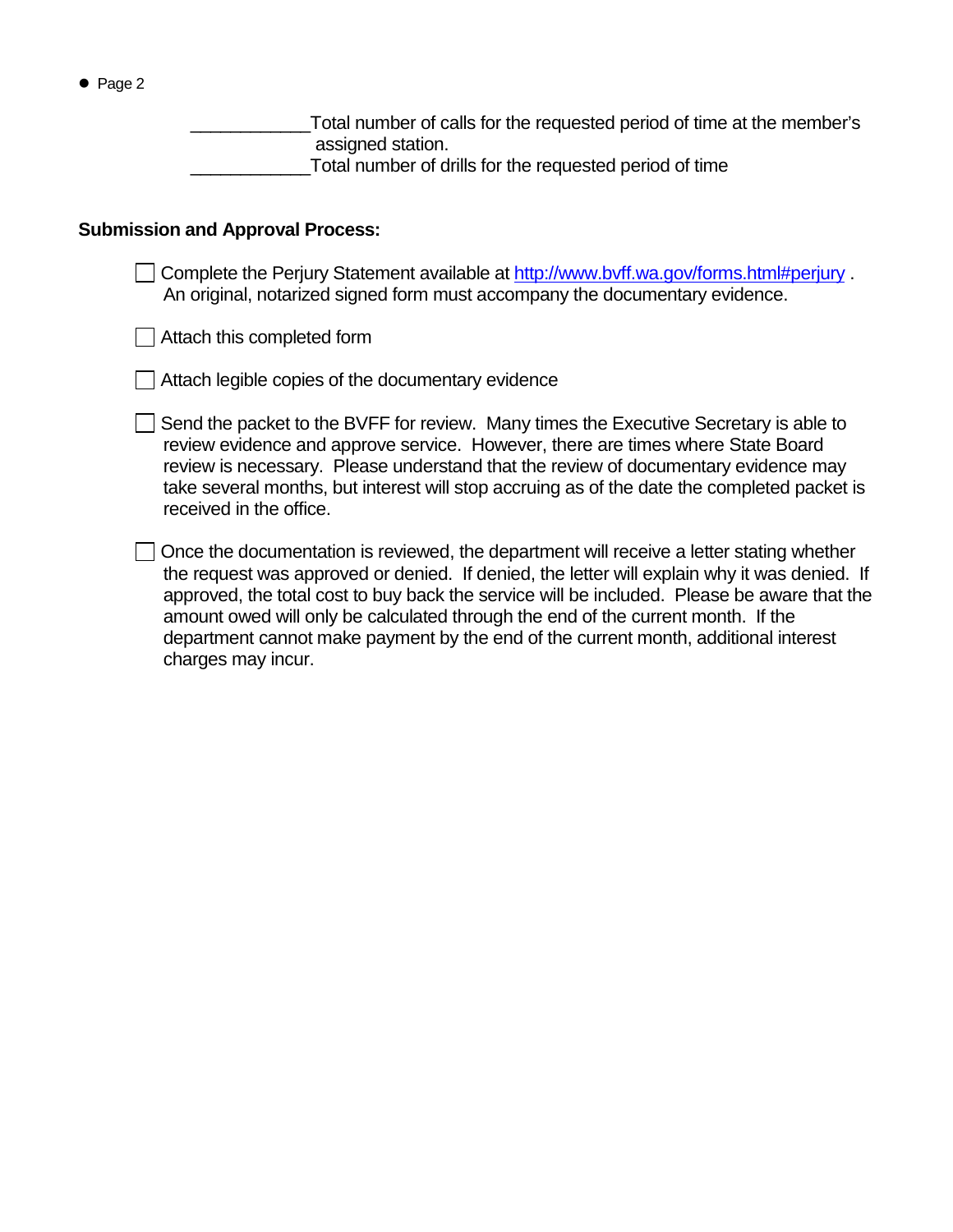____________Total number of calls for the requested period of time at the member's assigned station.

____________Total number of drills for the requested period of time

**Submission and Approval Process:**

- [ ] Complete the Perjury Statement available at http://www.bvff.wa.gov/forms.html#perjury . An original, notarized signed form must accompany the documentary evidence.
- [ ] Attach this completed form
- [ ] Attach legible copies of the documentary evidence
- [ ] Send the packet to the BVFF for review. Many times the Executive Secretary is able to review evidence and approve service. However, there are times where State Board review is necessary. Please understand that the review of documentary evidence may take several months, but interest will stop accruing as of the date the completed packet is received in the office.
- [ ] Once the documentation is reviewed, the department will receive a letter stating whether the request was approved or denied. If denied, the letter will explain why it was denied. If approved, the total cost to buy back the service will be included. Please be aware that the amount owed will only be calculated through the end of the current month. If the department cannot make payment by the end of the current month, additional interest charges may incur.